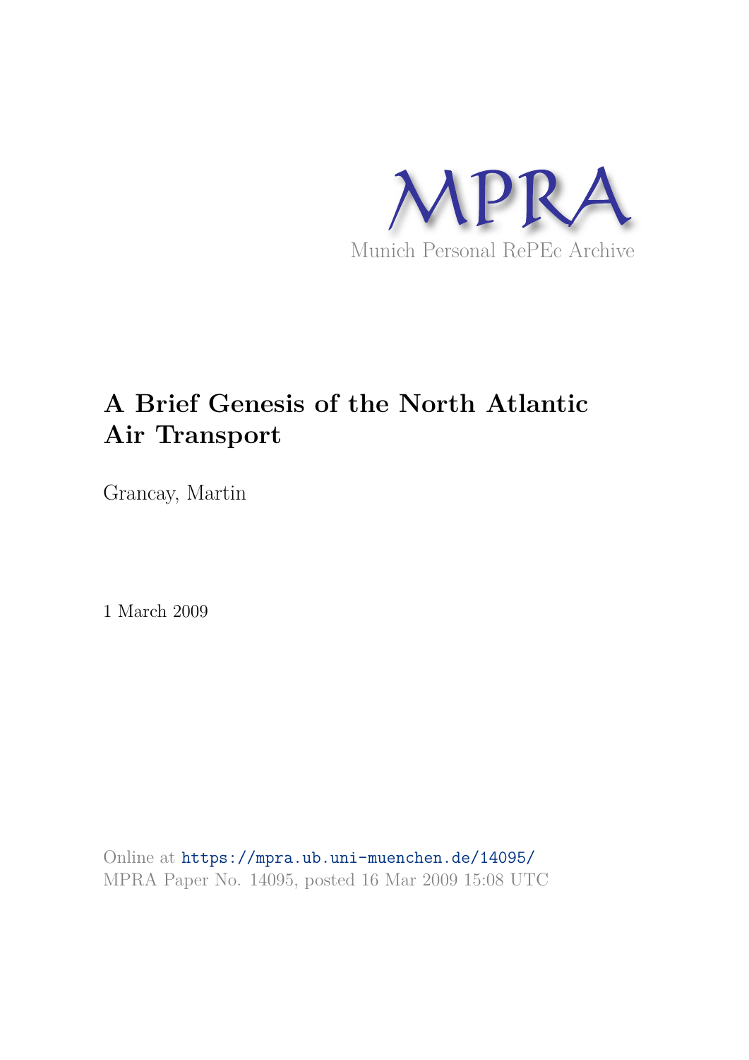MPRA

Munich Personal RePEc Archive

# A Brief Genesis of the North Atlantic Air Transport

Grancay, Martin

1 March 2009

Online at https://mpra.ub.uni-muenchen.de/14095/
MPRA Paper No. 14095, posted 16 Mar 2009 15:08 UTC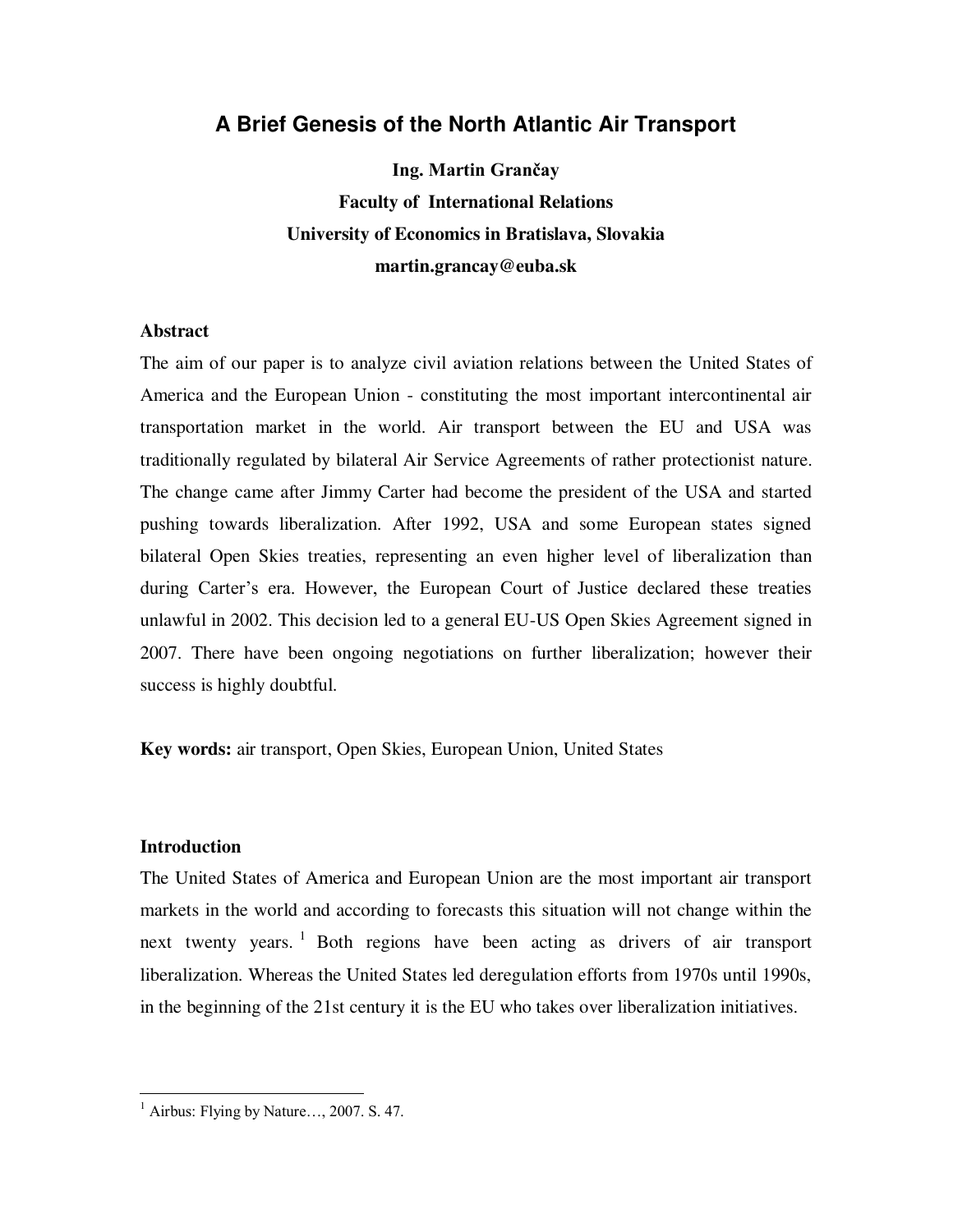# A Brief Genesis of the North Atlantic Air Transport

**Ing. Martin Grančay**
**Faculty of International Relations**
**University of Economics in Bratislava, Slovakia**
**martin.grancay@euba.sk**

### Abstract

The aim of our paper is to analyze civil aviation relations between the United States of America and the European Union - constituting the most important intercontinental air transportation market in the world. Air transport between the EU and USA was traditionally regulated by bilateral Air Service Agreements of rather protectionist nature. The change came after Jimmy Carter had become the president of the USA and started pushing towards liberalization. After 1992, USA and some European states signed bilateral Open Skies treaties, representing an even higher level of liberalization than during Carter's era. However, the European Court of Justice declared these treaties unlawful in 2002. This decision led to a general EU-US Open Skies Agreement signed in 2007. There have been ongoing negotiations on further liberalization; however their success is highly doubtful.

**Key words:** air transport, Open Skies, European Union, United States

### Introduction

The United States of America and European Union are the most important air transport markets in the world and according to forecasts this situation will not change within the next twenty years. [1] Both regions have been acting as drivers of air transport liberalization. Whereas the United States led deregulation efforts from 1970s until 1990s, in the beginning of the 21st century it is the EU who takes over liberalization initiatives.

---

[1] Airbus: Flying by Nature…, 2007. S. 47.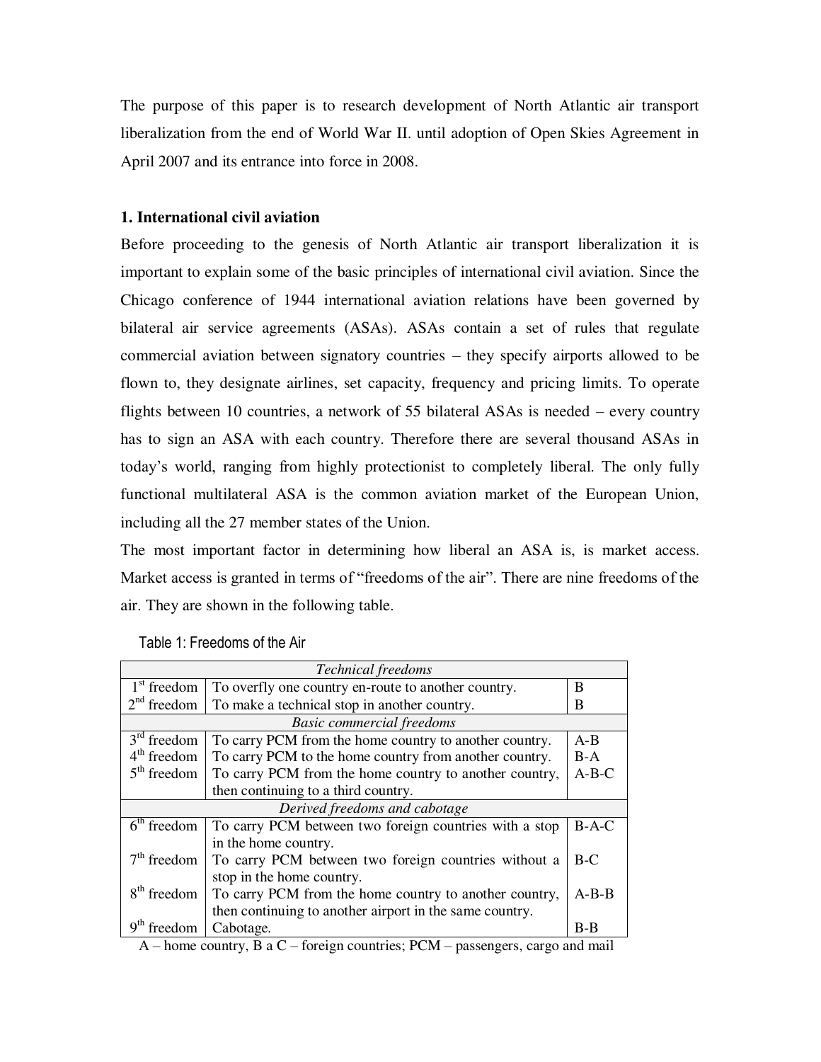The purpose of this paper is to research development of North Atlantic air transport liberalization from the end of World War II. until adoption of Open Skies Agreement in April 2007 and its entrance into force in 2008.

## 1. International civil aviation

Before proceeding to the genesis of North Atlantic air transport liberalization it is important to explain some of the basic principles of international civil aviation. Since the Chicago conference of 1944 international aviation relations have been governed by bilateral air service agreements (ASAs). ASAs contain a set of rules that regulate commercial aviation between signatory countries – they specify airports allowed to be flown to, they designate airlines, set capacity, frequency and pricing limits. To operate flights between 10 countries, a network of 55 bilateral ASAs is needed – every country has to sign an ASA with each country. Therefore there are several thousand ASAs in today's world, ranging from highly protectionist to completely liberal. The only fully functional multilateral ASA is the common aviation market of the European Union, including all the 27 member states of the Union.

The most important factor in determining how liberal an ASA is, is market access. Market access is granted in terms of "freedoms of the air". There are nine freedoms of the air. They are shown in the following table.

Table 1: Freedoms of the Air

| | | |
|---|---|---|
| *Technical freedoms* | | |
| 1st freedom | To overfly one country en-route to another country. | B |
| 2nd freedom | To make a technical stop in another country. | B |
| *Basic commercial freedoms* | | |
| 3rd freedom | To carry PCM from the home country to another country. | A-B |
| 4th freedom | To carry PCM to the home country from another country. | B-A |
| 5th freedom | To carry PCM from the home country to another country, then continuing to a third country. | A-B-C |
| *Derived freedoms and cabotage* | | |
| 6th freedom | To carry PCM between two foreign countries with a stop in the home country. | B-A-C |
| 7th freedom | To carry PCM between two foreign countries without a stop in the home country. | B-C |
| 8th freedom | To carry PCM from the home country to another country, then continuing to another airport in the same country. | A-B-B |
| 9th freedom | Cabotage. | B-B |

A – home country, B a C – foreign countries; PCM – passengers, cargo and mail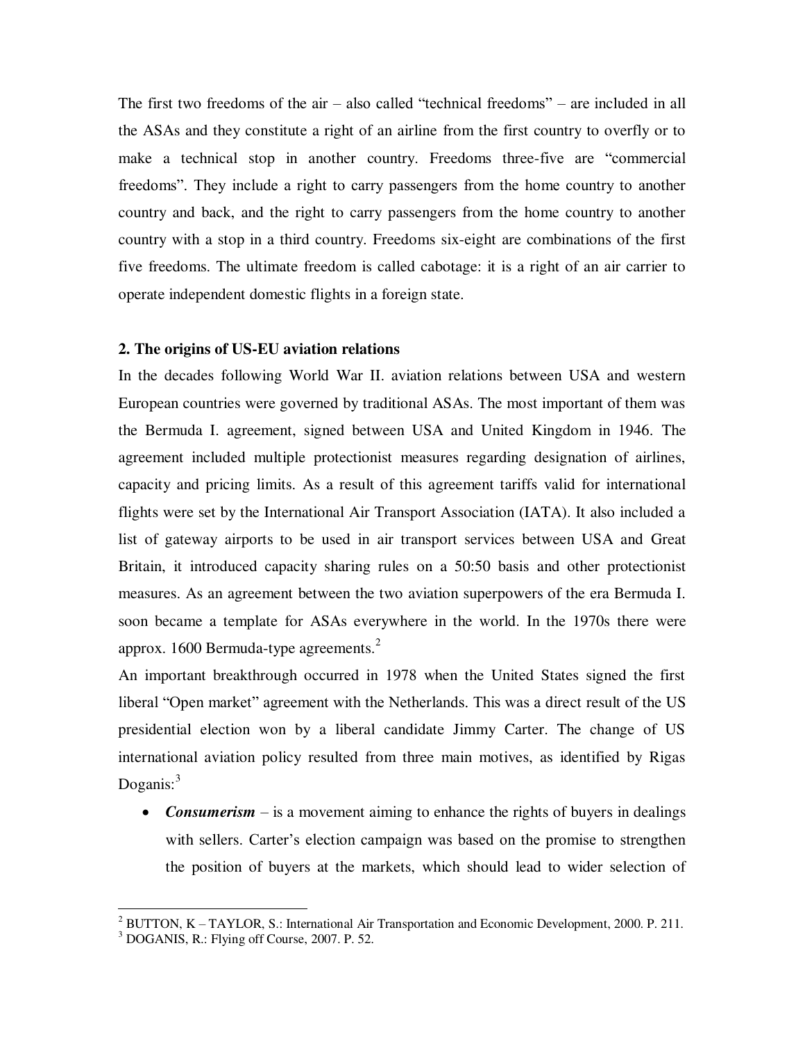The first two freedoms of the air – also called "technical freedoms" – are included in all the ASAs and they constitute a right of an airline from the first country to overfly or to make a technical stop in another country. Freedoms three-five are "commercial freedoms". They include a right to carry passengers from the home country to another country and back, and the right to carry passengers from the home country to another country with a stop in a third country. Freedoms six-eight are combinations of the first five freedoms. The ultimate freedom is called cabotage: it is a right of an air carrier to operate independent domestic flights in a foreign state.

## 2. The origins of US-EU aviation relations

In the decades following World War II. aviation relations between USA and western European countries were governed by traditional ASAs. The most important of them was the Bermuda I. agreement, signed between USA and United Kingdom in 1946. The agreement included multiple protectionist measures regarding designation of airlines, capacity and pricing limits. As a result of this agreement tariffs valid for international flights were set by the International Air Transport Association (IATA). It also included a list of gateway airports to be used in air transport services between USA and Great Britain, it introduced capacity sharing rules on a 50:50 basis and other protectionist measures. As an agreement between the two aviation superpowers of the era Bermuda I. soon became a template for ASAs everywhere in the world. In the 1970s there were approx. 1600 Bermuda-type agreements.[2]

An important breakthrough occurred in 1978 when the United States signed the first liberal "Open market" agreement with the Netherlands. This was a direct result of the US presidential election won by a liberal candidate Jimmy Carter. The change of US international aviation policy resulted from three main motives, as identified by Rigas Doganis:[3]

- ***Consumerism*** – is a movement aiming to enhance the rights of buyers in dealings with sellers. Carter's election campaign was based on the promise to strengthen the position of buyers at the markets, which should lead to wider selection of

---

[2] BUTTON, K – TAYLOR, S.: International Air Transportation and Economic Development, 2000. P. 211.

[3] DOGANIS, R.: Flying off Course, 2007. P. 52.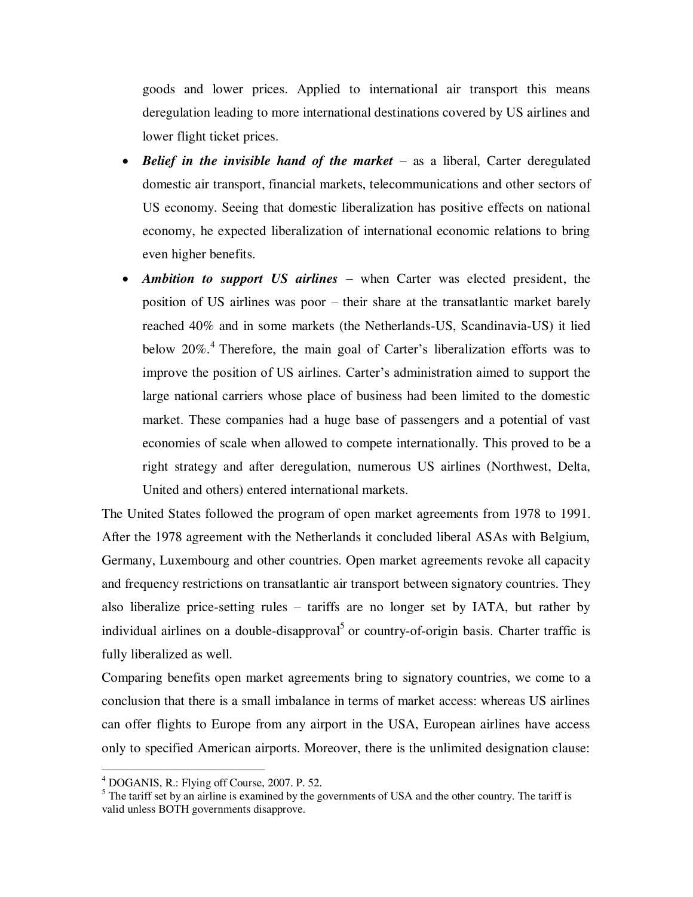goods and lower prices. Applied to international air transport this means deregulation leading to more international destinations covered by US airlines and lower flight ticket prices.

- ***Belief in the invisible hand of the market*** – as a liberal, Carter deregulated domestic air transport, financial markets, telecommunications and other sectors of US economy. Seeing that domestic liberalization has positive effects on national economy, he expected liberalization of international economic relations to bring even higher benefits.
- ***Ambition to support US airlines*** – when Carter was elected president, the position of US airlines was poor – their share at the transatlantic market barely reached 40% and in some markets (the Netherlands-US, Scandinavia-US) it lied below 20%.[4] Therefore, the main goal of Carter's liberalization efforts was to improve the position of US airlines. Carter's administration aimed to support the large national carriers whose place of business had been limited to the domestic market. These companies had a huge base of passengers and a potential of vast economies of scale when allowed to compete internationally. This proved to be a right strategy and after deregulation, numerous US airlines (Northwest, Delta, United and others) entered international markets.

The United States followed the program of open market agreements from 1978 to 1991. After the 1978 agreement with the Netherlands it concluded liberal ASAs with Belgium, Germany, Luxembourg and other countries. Open market agreements revoke all capacity and frequency restrictions on transatlantic air transport between signatory countries. They also liberalize price-setting rules – tariffs are no longer set by IATA, but rather by individual airlines on a double-disapproval[5] or country-of-origin basis. Charter traffic is fully liberalized as well.

Comparing benefits open market agreements bring to signatory countries, we come to a conclusion that there is a small imbalance in terms of market access: whereas US airlines can offer flights to Europe from any airport in the USA, European airlines have access only to specified American airports. Moreover, there is the unlimited designation clause:

---

[4] DOGANIS, R.: Flying off Course, 2007. P. 52.

[5] The tariff set by an airline is examined by the governments of USA and the other country. The tariff is valid unless BOTH governments disapprove.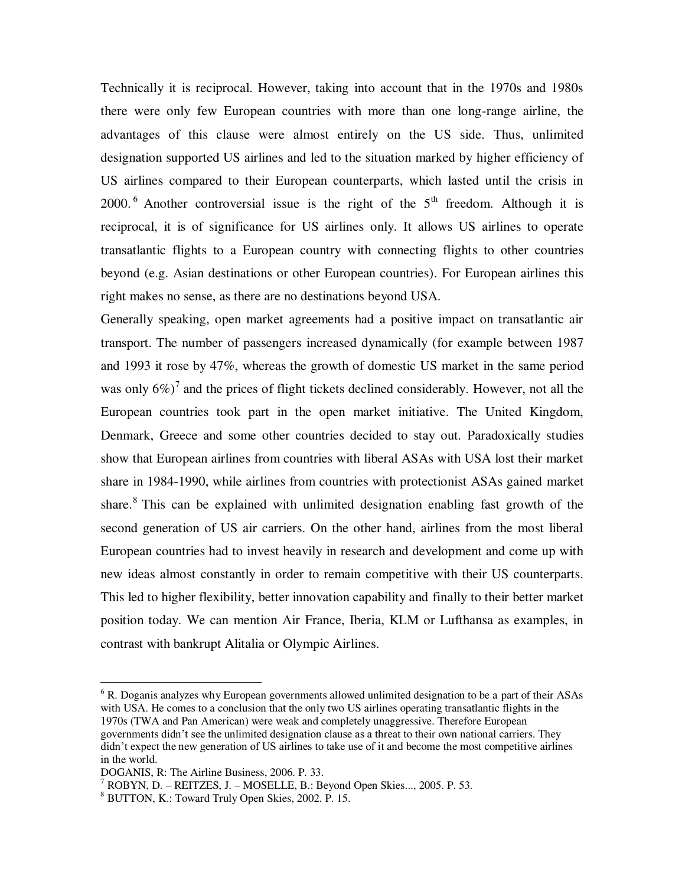Technically it is reciprocal. However, taking into account that in the 1970s and 1980s there were only few European countries with more than one long-range airline, the advantages of this clause were almost entirely on the US side. Thus, unlimited designation supported US airlines and led to the situation marked by higher efficiency of US airlines compared to their European counterparts, which lasted until the crisis in 2000.[6] Another controversial issue is the right of the 5th freedom. Although it is reciprocal, it is of significance for US airlines only. It allows US airlines to operate transatlantic flights to a European country with connecting flights to other countries beyond (e.g. Asian destinations or other European countries). For European airlines this right makes no sense, as there are no destinations beyond USA.

Generally speaking, open market agreements had a positive impact on transatlantic air transport. The number of passengers increased dynamically (for example between 1987 and 1993 it rose by 47%, whereas the growth of domestic US market in the same period was only 6%)[7] and the prices of flight tickets declined considerably. However, not all the European countries took part in the open market initiative. The United Kingdom, Denmark, Greece and some other countries decided to stay out. Paradoxically studies show that European airlines from countries with liberal ASAs with USA lost their market share in 1984-1990, while airlines from countries with protectionist ASAs gained market share.[8] This can be explained with unlimited designation enabling fast growth of the second generation of US air carriers. On the other hand, airlines from the most liberal European countries had to invest heavily in research and development and come up with new ideas almost constantly in order to remain competitive with their US counterparts. This led to higher flexibility, better innovation capability and finally to their better market position today. We can mention Air France, Iberia, KLM or Lufthansa as examples, in contrast with bankrupt Alitalia or Olympic Airlines.

---

[6] R. Doganis analyzes why European governments allowed unlimited designation to be a part of their ASAs with USA. He comes to a conclusion that the only two US airlines operating transatlantic flights in the 1970s (TWA and Pan American) were weak and completely unaggressive. Therefore European governments didn't see the unlimited designation clause as a threat to their own national carriers. They didn't expect the new generation of US airlines to take use of it and become the most competitive airlines in the world.
DOGANIS, R: The Airline Business, 2006. P. 33.

[7] ROBYN, D. – REITZES, J. – MOSELLE, B.: Beyond Open Skies..., 2005. P. 53.

[8] BUTTON, K.: Toward Truly Open Skies, 2002. P. 15.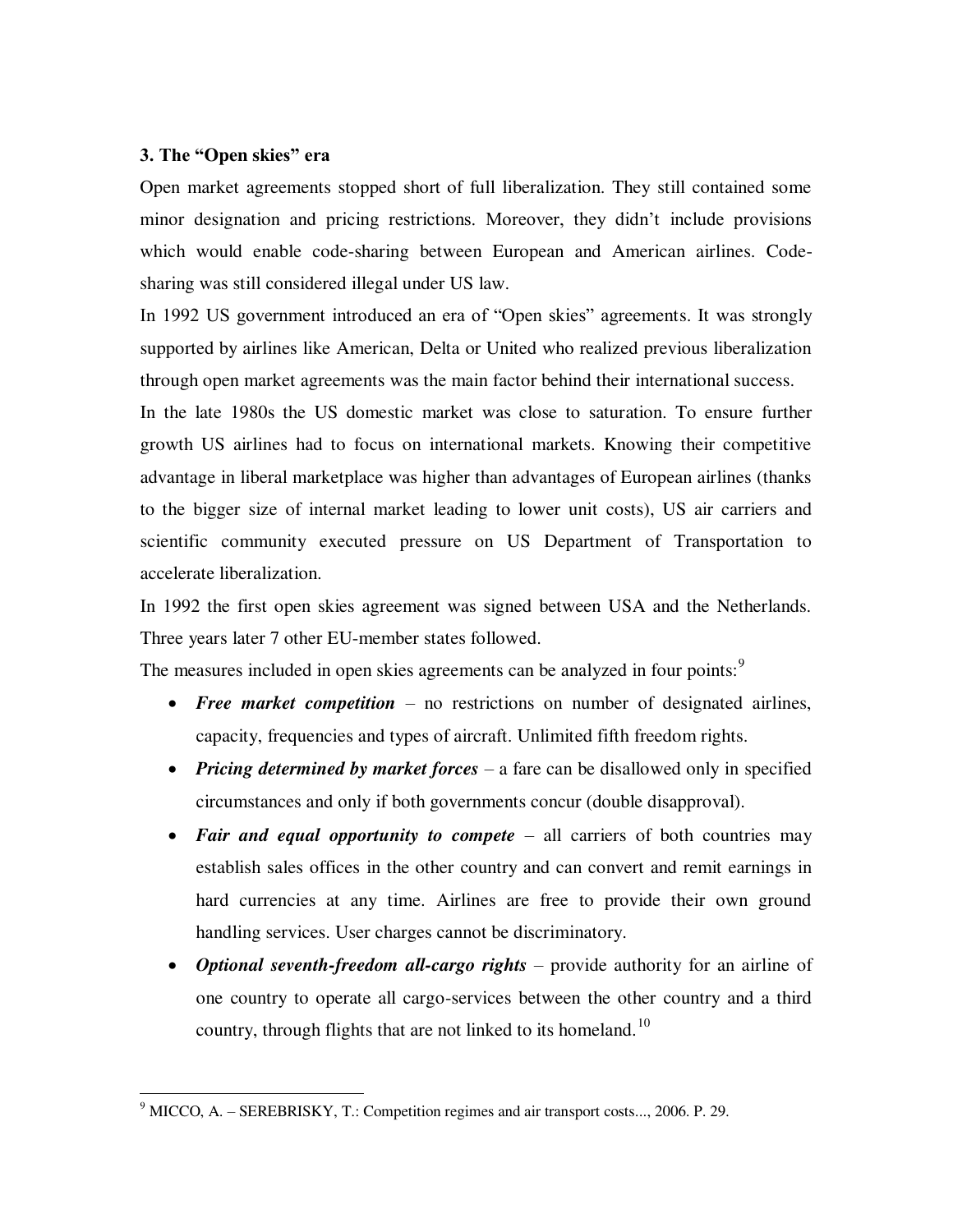### 3. The "Open skies" era

Open market agreements stopped short of full liberalization. They still contained some minor designation and pricing restrictions. Moreover, they didn't include provisions which would enable code-sharing between European and American airlines. Code-sharing was still considered illegal under US law.

In 1992 US government introduced an era of "Open skies" agreements. It was strongly supported by airlines like American, Delta or United who realized previous liberalization through open market agreements was the main factor behind their international success.

In the late 1980s the US domestic market was close to saturation. To ensure further growth US airlines had to focus on international markets. Knowing their competitive advantage in liberal marketplace was higher than advantages of European airlines (thanks to the bigger size of internal market leading to lower unit costs), US air carriers and scientific community executed pressure on US Department of Transportation to accelerate liberalization.

In 1992 the first open skies agreement was signed between USA and the Netherlands. Three years later 7 other EU-member states followed.

The measures included in open skies agreements can be analyzed in four points:[9]

- ***Free market competition*** – no restrictions on number of designated airlines, capacity, frequencies and types of aircraft. Unlimited fifth freedom rights.
- ***Pricing determined by market forces*** – a fare can be disallowed only in specified circumstances and only if both governments concur (double disapproval).
- ***Fair and equal opportunity to compete*** – all carriers of both countries may establish sales offices in the other country and can convert and remit earnings in hard currencies at any time. Airlines are free to provide their own ground handling services. User charges cannot be discriminatory.
- ***Optional seventh-freedom all-cargo rights*** – provide authority for an airline of one country to operate all cargo-services between the other country and a third country, through flights that are not linked to its homeland.[10]

---

[9] MICCO, A. – SEREBRISKY, T.: Competition regimes and air transport costs..., 2006. P. 29.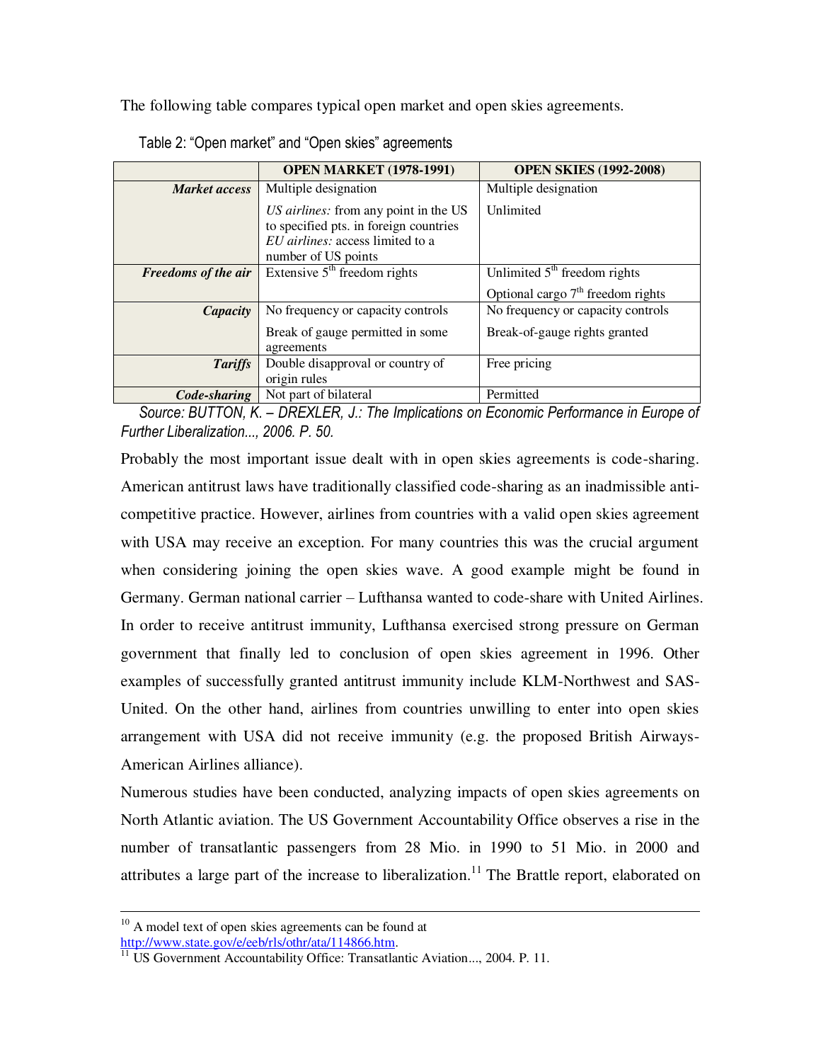The following table compares typical open market and open skies agreements.

Table 2: "Open market" and "Open skies" agreements

| | OPEN MARKET (1978-1991) | OPEN SKIES (1992-2008) |
|---|---|---|
| ***Market access*** | Multiple designation<br>*US airlines:* from any point in the US to specified pts. in foreign countries<br>*EU airlines:* access limited to a number of US points | Multiple designation<br>Unlimited |
| ***Freedoms of the air*** | Extensive 5th freedom rights | Unlimited 5th freedom rights<br>Optional cargo 7th freedom rights |
| ***Capacity*** | No frequency or capacity controls<br>Break of gauge permitted in some agreements | No frequency or capacity controls<br>Break-of-gauge rights granted |
| ***Tariffs*** | Double disapproval or country of origin rules | Free pricing |
| ***Code-sharing*** | Not part of bilateral | Permitted |

*Source: BUTTON, K. – DREXLER, J.: The Implications on Economic Performance in Europe of Further Liberalization..., 2006. P. 50.*

Probably the most important issue dealt with in open skies agreements is code-sharing. American antitrust laws have traditionally classified code-sharing as an inadmissible anti-competitive practice. However, airlines from countries with a valid open skies agreement with USA may receive an exception. For many countries this was the crucial argument when considering joining the open skies wave. A good example might be found in Germany. German national carrier – Lufthansa wanted to code-share with United Airlines. In order to receive antitrust immunity, Lufthansa exercised strong pressure on German government that finally led to conclusion of open skies agreement in 1996. Other examples of successfully granted antitrust immunity include KLM-Northwest and SAS-United. On the other hand, airlines from countries unwilling to enter into open skies arrangement with USA did not receive immunity (e.g. the proposed British Airways-American Airlines alliance).

Numerous studies have been conducted, analyzing impacts of open skies agreements on North Atlantic aviation. The US Government Accountability Office observes a rise in the number of transatlantic passengers from 28 Mio. in 1990 to 51 Mio. in 2000 and attributes a large part of the increase to liberalization.[11] The Brattle report, elaborated on

---

[10] A model text of open skies agreements can be found at http://www.state.gov/e/eeb/rls/othr/ata/114866.htm.

[11] US Government Accountability Office: Transatlantic Aviation..., 2004. P. 11.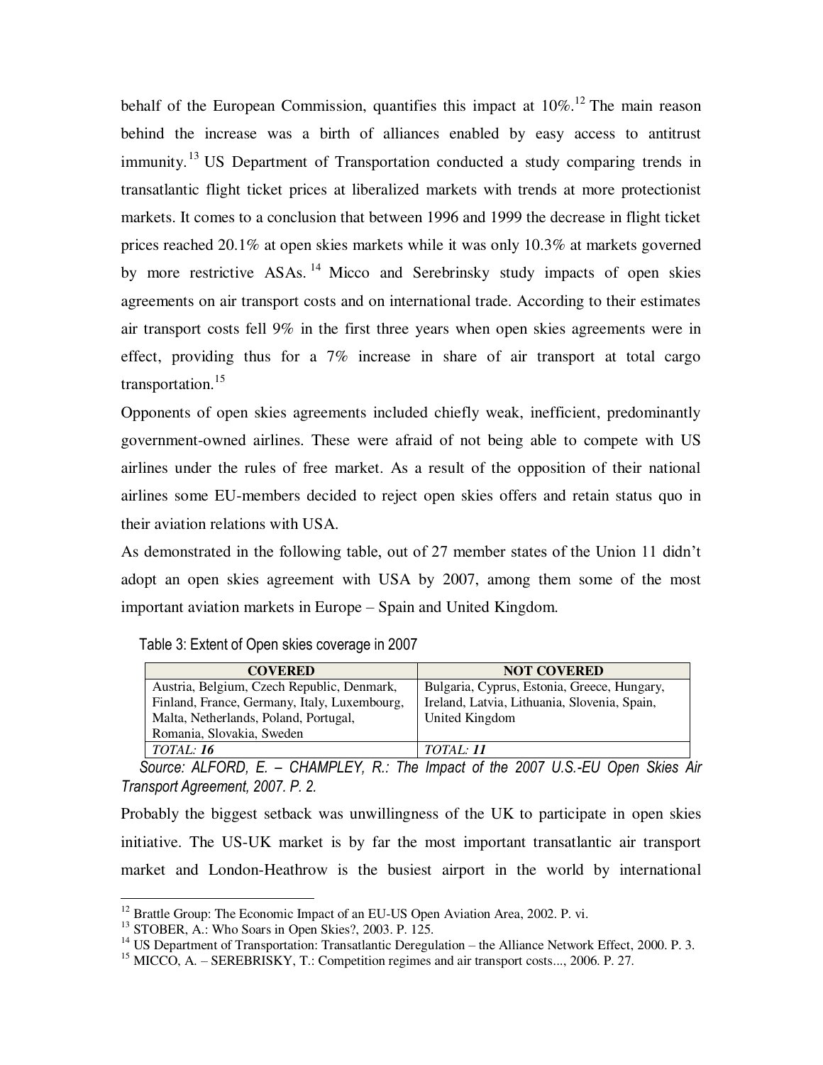behalf of the European Commission, quantifies this impact at 10%.[12] The main reason behind the increase was a birth of alliances enabled by easy access to antitrust immunity.[13] US Department of Transportation conducted a study comparing trends in transatlantic flight ticket prices at liberalized markets with trends at more protectionist markets. It comes to a conclusion that between 1996 and 1999 the decrease in flight ticket prices reached 20.1% at open skies markets while it was only 10.3% at markets governed by more restrictive ASAs.[14] Micco and Serebrinsky study impacts of open skies agreements on air transport costs and on international trade. According to their estimates air transport costs fell 9% in the first three years when open skies agreements were in effect, providing thus for a 7% increase in share of air transport at total cargo transportation.[15]

Opponents of open skies agreements included chiefly weak, inefficient, predominantly government-owned airlines. These were afraid of not being able to compete with US airlines under the rules of free market. As a result of the opposition of their national airlines some EU-members decided to reject open skies offers and retain status quo in their aviation relations with USA.

As demonstrated in the following table, out of 27 member states of the Union 11 didn't adopt an open skies agreement with USA by 2007, among them some of the most important aviation markets in Europe – Spain and United Kingdom.

Table 3: Extent of Open skies coverage in 2007

| COVERED | NOT COVERED |
|---|---|
| Austria, Belgium, Czech Republic, Denmark, Finland, France, Germany, Italy, Luxembourg, Malta, Netherlands, Poland, Portugal, Romania, Slovakia, Sweden | Bulgaria, Cyprus, Estonia, Greece, Hungary, Ireland, Latvia, Lithuania, Slovenia, Spain, United Kingdom |
| *TOTAL: **16*** | *TOTAL: **11*** |

*Source: ALFORD, E. – CHAMPLEY, R.: The Impact of the 2007 U.S.-EU Open Skies Air Transport Agreement, 2007. P. 2.*

Probably the biggest setback was unwillingness of the UK to participate in open skies initiative. The US-UK market is by far the most important transatlantic air transport market and London-Heathrow is the busiest airport in the world by international

---

[12] Brattle Group: The Economic Impact of an EU-US Open Aviation Area, 2002. P. vi.

[13] STOBER, A.: Who Soars in Open Skies?, 2003. P. 125.

[14] US Department of Transportation: Transatlantic Deregulation – the Alliance Network Effect, 2000. P. 3.

[15] MICCO, A. – SEREBRISKY, T.: Competition regimes and air transport costs..., 2006. P. 27.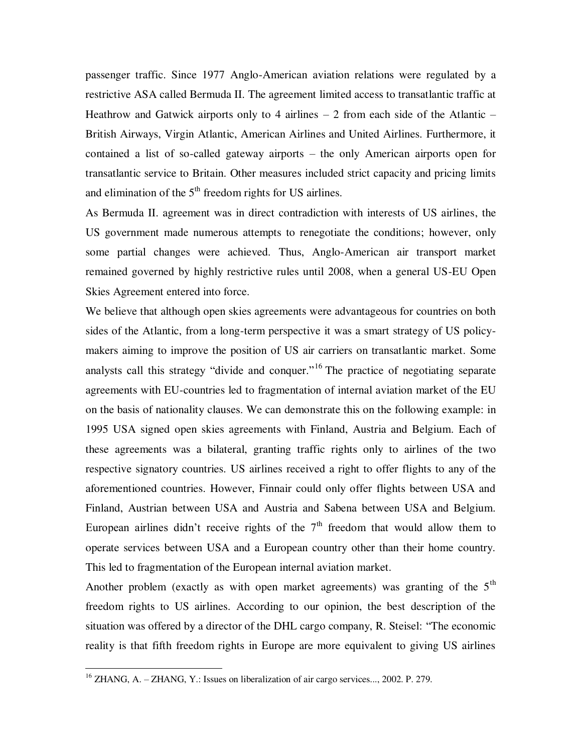passenger traffic. Since 1977 Anglo-American aviation relations were regulated by a restrictive ASA called Bermuda II. The agreement limited access to transatlantic traffic at Heathrow and Gatwick airports only to 4 airlines – 2 from each side of the Atlantic – British Airways, Virgin Atlantic, American Airlines and United Airlines. Furthermore, it contained a list of so-called gateway airports – the only American airports open for transatlantic service to Britain. Other measures included strict capacity and pricing limits and elimination of the 5th freedom rights for US airlines.

As Bermuda II. agreement was in direct contradiction with interests of US airlines, the US government made numerous attempts to renegotiate the conditions; however, only some partial changes were achieved. Thus, Anglo-American air transport market remained governed by highly restrictive rules until 2008, when a general US-EU Open Skies Agreement entered into force.

We believe that although open skies agreements were advantageous for countries on both sides of the Atlantic, from a long-term perspective it was a smart strategy of US policy-makers aiming to improve the position of US air carriers on transatlantic market. Some analysts call this strategy "divide and conquer."[16] The practice of negotiating separate agreements with EU-countries led to fragmentation of internal aviation market of the EU on the basis of nationality clauses. We can demonstrate this on the following example: in 1995 USA signed open skies agreements with Finland, Austria and Belgium. Each of these agreements was a bilateral, granting traffic rights only to airlines of the two respective signatory countries. US airlines received a right to offer flights to any of the aforementioned countries. However, Finnair could only offer flights between USA and Finland, Austrian between USA and Austria and Sabena between USA and Belgium. European airlines didn't receive rights of the 7th freedom that would allow them to operate services between USA and a European country other than their home country. This led to fragmentation of the European internal aviation market.

Another problem (exactly as with open market agreements) was granting of the 5th freedom rights to US airlines. According to our opinion, the best description of the situation was offered by a director of the DHL cargo company, R. Steisel: "The economic reality is that fifth freedom rights in Europe are more equivalent to giving US airlines

---

[16] ZHANG, A. – ZHANG, Y.: Issues on liberalization of air cargo services..., 2002. P. 279.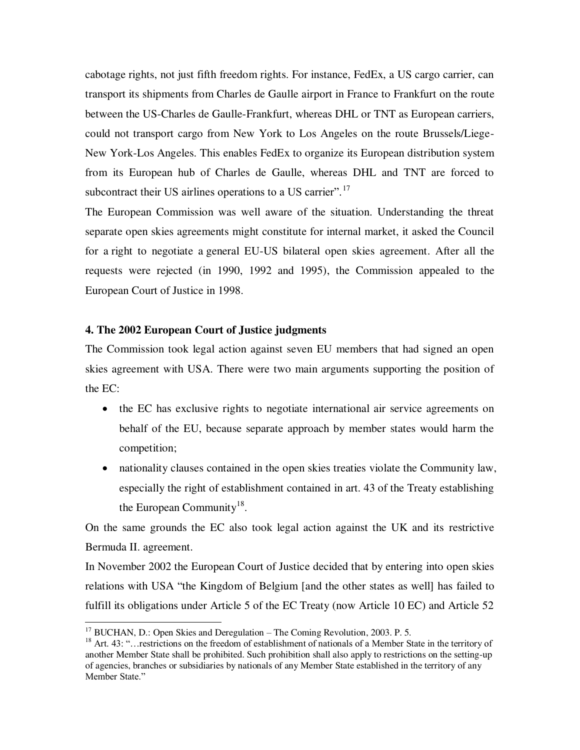cabotage rights, not just fifth freedom rights. For instance, FedEx, a US cargo carrier, can transport its shipments from Charles de Gaulle airport in France to Frankfurt on the route between the US-Charles de Gaulle-Frankfurt, whereas DHL or TNT as European carriers, could not transport cargo from New York to Los Angeles on the route Brussels/Liege-New York-Los Angeles. This enables FedEx to organize its European distribution system from its European hub of Charles de Gaulle, whereas DHL and TNT are forced to subcontract their US airlines operations to a US carrier".[17]

The European Commission was well aware of the situation. Understanding the threat separate open skies agreements might constitute for internal market, it asked the Council for a right to negotiate a general EU-US bilateral open skies agreement. After all the requests were rejected (in 1990, 1992 and 1995), the Commission appealed to the European Court of Justice in 1998.

**4. The 2002 European Court of Justice judgments**

The Commission took legal action against seven EU members that had signed an open skies agreement with USA. There were two main arguments supporting the position of the EC:

- the EC has exclusive rights to negotiate international air service agreements on behalf of the EU, because separate approach by member states would harm the competition;
- nationality clauses contained in the open skies treaties violate the Community law, especially the right of establishment contained in art. 43 of the Treaty establishing the European Community[18].

On the same grounds the EC also took legal action against the UK and its restrictive Bermuda II. agreement.

In November 2002 the European Court of Justice decided that by entering into open skies relations with USA "the Kingdom of Belgium [and the other states as well] has failed to fulfill its obligations under Article 5 of the EC Treaty (now Article 10 EC) and Article 52

---

[17] BUCHAN, D.: Open Skies and Deregulation – The Coming Revolution, 2003. P. 5.

[18] Art. 43: "…restrictions on the freedom of establishment of nationals of a Member State in the territory of another Member State shall be prohibited. Such prohibition shall also apply to restrictions on the setting-up of agencies, branches or subsidiaries by nationals of any Member State established in the territory of any Member State."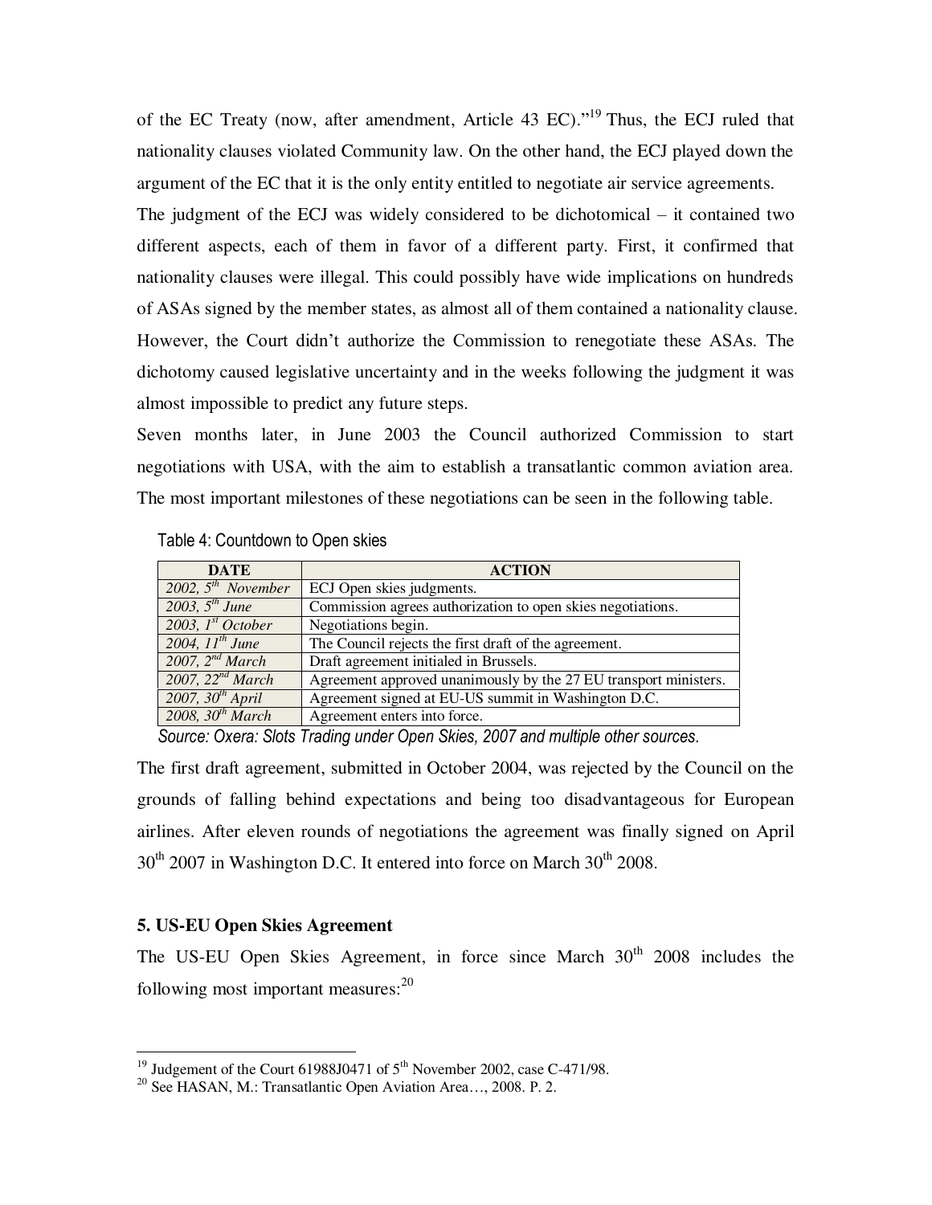of the EC Treaty (now, after amendment, Article 43 EC)."[19] Thus, the ECJ ruled that nationality clauses violated Community law. On the other hand, the ECJ played down the argument of the EC that it is the only entity entitled to negotiate air service agreements.

The judgment of the ECJ was widely considered to be dichotomical – it contained two different aspects, each of them in favor of a different party. First, it confirmed that nationality clauses were illegal. This could possibly have wide implications on hundreds of ASAs signed by the member states, as almost all of them contained a nationality clause. However, the Court didn't authorize the Commission to renegotiate these ASAs. The dichotomy caused legislative uncertainty and in the weeks following the judgment it was almost impossible to predict any future steps.

Seven months later, in June 2003 the Council authorized Commission to start negotiations with USA, with the aim to establish a transatlantic common aviation area. The most important milestones of these negotiations can be seen in the following table.

Table 4: Countdown to Open skies

| DATE | ACTION |
|---|---|
| *2002, 5th November* | ECJ Open skies judgments. |
| *2003, 5th June* | Commission agrees authorization to open skies negotiations. |
| *2003, 1st October* | Negotiations begin. |
| *2004, 11th June* | The Council rejects the first draft of the agreement. |
| *2007, 2nd March* | Draft agreement initialed in Brussels. |
| *2007, 22nd March* | Agreement approved unanimously by the 27 EU transport ministers. |
| *2007, 30th April* | Agreement signed at EU-US summit in Washington D.C. |
| *2008, 30th March* | Agreement enters into force. |

*Source: Oxera: Slots Trading under Open Skies, 2007 and multiple other sources.*

The first draft agreement, submitted in October 2004, was rejected by the Council on the grounds of falling behind expectations and being too disadvantageous for European airlines. After eleven rounds of negotiations the agreement was finally signed on April 30th 2007 in Washington D.C. It entered into force on March 30th 2008.

## 5. US-EU Open Skies Agreement

The US-EU Open Skies Agreement, in force since March 30th 2008 includes the following most important measures:[20]

---

[19] Judgement of the Court 61988J0471 of 5th November 2002, case C-471/98.

[20] See HASAN, M.: Transatlantic Open Aviation Area…, 2008. P. 2.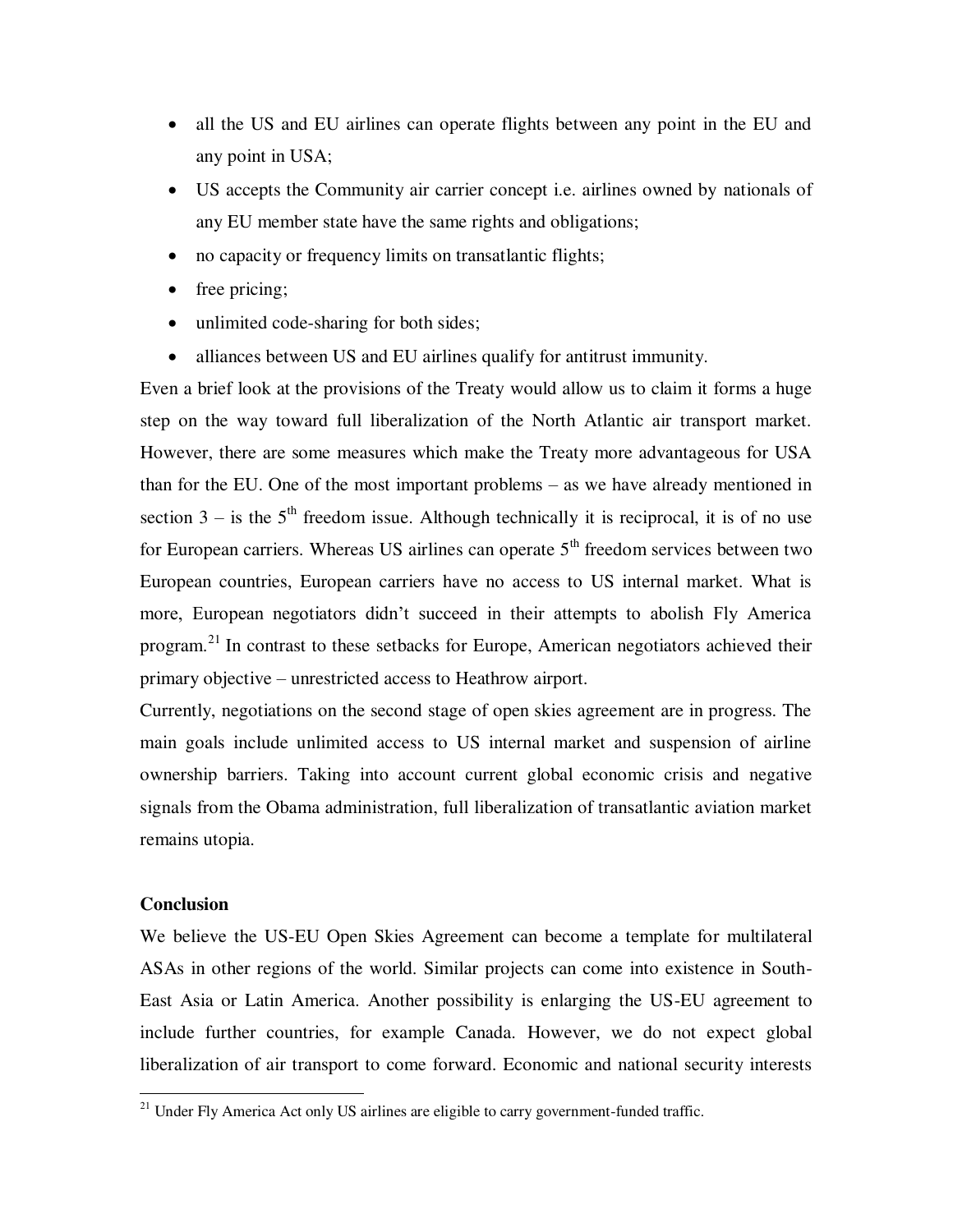- all the US and EU airlines can operate flights between any point in the EU and any point in USA;
- US accepts the Community air carrier concept i.e. airlines owned by nationals of any EU member state have the same rights and obligations;
- no capacity or frequency limits on transatlantic flights;
- free pricing;
- unlimited code-sharing for both sides;
- alliances between US and EU airlines qualify for antitrust immunity.

Even a brief look at the provisions of the Treaty would allow us to claim it forms a huge step on the way toward full liberalization of the North Atlantic air transport market. However, there are some measures which make the Treaty more advantageous for USA than for the EU. One of the most important problems – as we have already mentioned in section 3 – is the 5th freedom issue. Although technically it is reciprocal, it is of no use for European carriers. Whereas US airlines can operate 5th freedom services between two European countries, European carriers have no access to US internal market. What is more, European negotiators didn't succeed in their attempts to abolish Fly America program.[21] In contrast to these setbacks for Europe, American negotiators achieved their primary objective – unrestricted access to Heathrow airport.

Currently, negotiations on the second stage of open skies agreement are in progress. The main goals include unlimited access to US internal market and suspension of airline ownership barriers. Taking into account current global economic crisis and negative signals from the Obama administration, full liberalization of transatlantic aviation market remains utopia.

## Conclusion

We believe the US-EU Open Skies Agreement can become a template for multilateral ASAs in other regions of the world. Similar projects can come into existence in South-East Asia or Latin America. Another possibility is enlarging the US-EU agreement to include further countries, for example Canada. However, we do not expect global liberalization of air transport to come forward. Economic and national security interests

[21] Under Fly America Act only US airlines are eligible to carry government-funded traffic.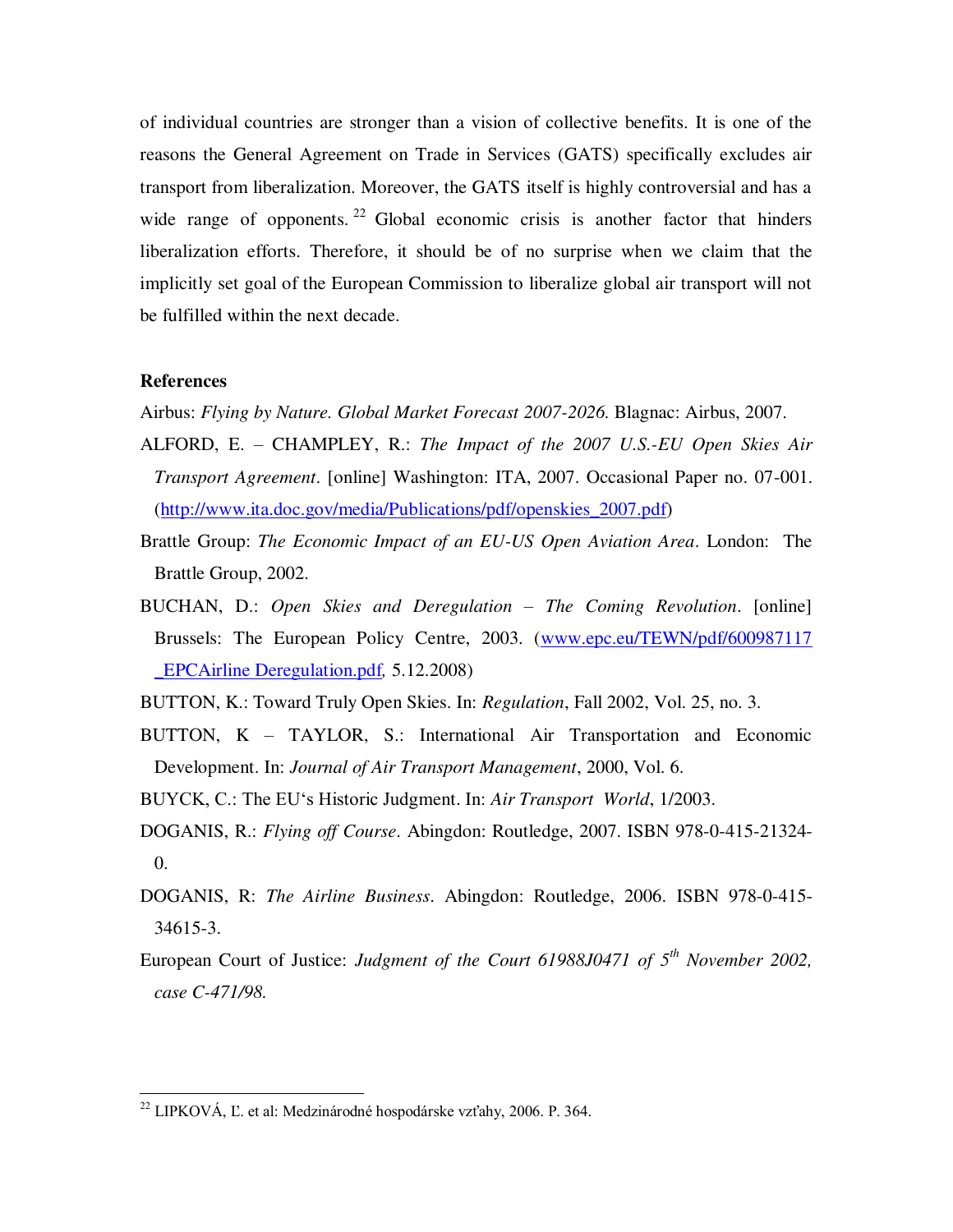of individual countries are stronger than a vision of collective benefits. It is one of the reasons the General Agreement on Trade in Services (GATS) specifically excludes air transport from liberalization. Moreover, the GATS itself is highly controversial and has a wide range of opponents.[22] Global economic crisis is another factor that hinders liberalization efforts. Therefore, it should be of no surprise when we claim that the implicitly set goal of the European Commission to liberalize global air transport will not be fulfilled within the next decade.

**References**

Airbus: *Flying by Nature. Global Market Forecast 2007-2026*. Blagnac: Airbus, 2007.

ALFORD, E. – CHAMPLEY, R.: *The Impact of the 2007 U.S.-EU Open Skies Air Transport Agreement*. [online] Washington: ITA, 2007. Occasional Paper no. 07-001. (http://www.ita.doc.gov/media/Publications/pdf/openskies_2007.pdf)

Brattle Group: *The Economic Impact of an EU-US Open Aviation Area*. London: The Brattle Group, 2002.

BUCHAN, D.: *Open Skies and Deregulation – The Coming Revolution*. [online] Brussels: The European Policy Centre, 2003. (www.epc.eu/TEWN/pdf/600987117_EPCAirline Deregulation.pdf, 5.12.2008)

BUTTON, K.: Toward Truly Open Skies. In: *Regulation*, Fall 2002, Vol. 25, no. 3.

BUTTON, K – TAYLOR, S.: International Air Transportation and Economic Development. In: *Journal of Air Transport Management*, 2000, Vol. 6.

BUYCK, C.: The EU's Historic Judgment. In: *Air Transport World*, 1/2003.

DOGANIS, R.: *Flying off Course*. Abingdon: Routledge, 2007. ISBN 978-0-415-21324-0.

DOGANIS, R: *The Airline Business*. Abingdon: Routledge, 2006. ISBN 978-0-415-34615-3.

European Court of Justice: *Judgment of the Court 61988J0471 of 5th November 2002, case C-471/98.*

---

[22] LIPKOVÁ, Ľ. et al: Medzinárodné hospodárske vzťahy, 2006. P. 364.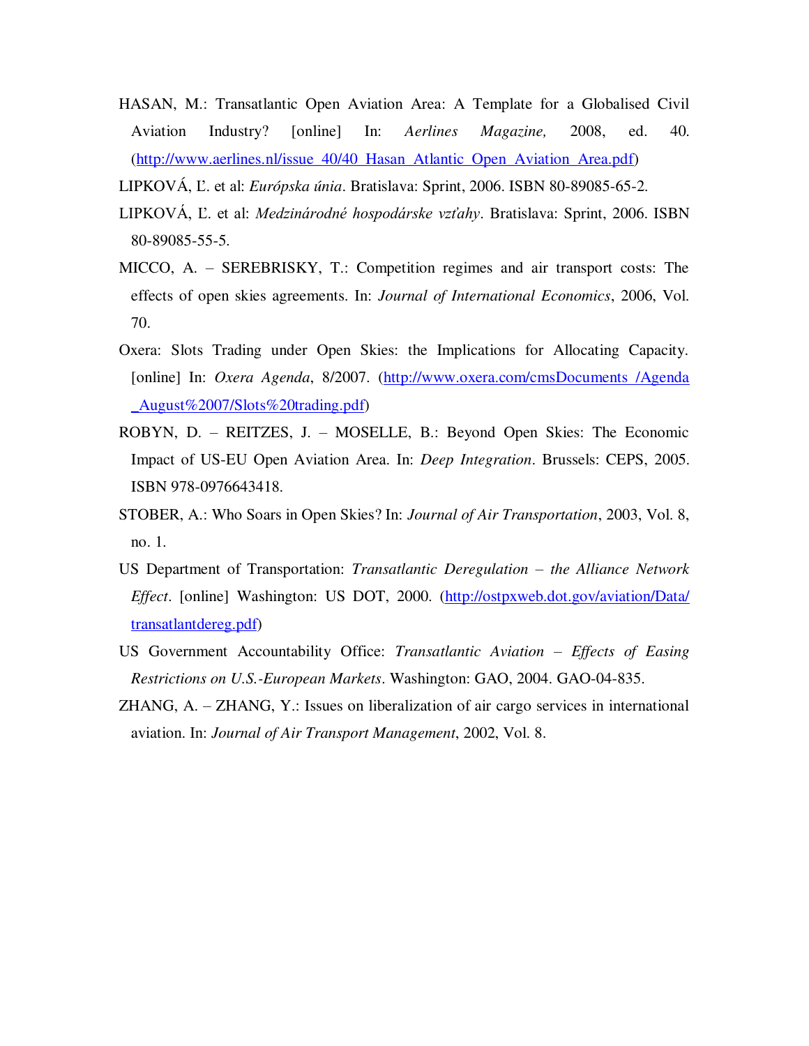HASAN, M.: Transatlantic Open Aviation Area: A Template for a Globalised Civil Aviation Industry? [online] In: *Aerlines Magazine,* 2008, ed. 40. (http://www.aerlines.nl/issue_40/40_Hasan_Atlantic_Open_Aviation_Area.pdf)

LIPKOVÁ, Ľ. et al: *Európska únia*. Bratislava: Sprint, 2006. ISBN 80-89085-65-2.

LIPKOVÁ, Ľ. et al: *Medzinárodné hospodárske vzťahy*. Bratislava: Sprint, 2006. ISBN 80-89085-55-5.

MICCO, A. – SEREBRISKY, T.: Competition regimes and air transport costs: The effects of open skies agreements. In: *Journal of International Economics*, 2006, Vol. 70.

Oxera: Slots Trading under Open Skies: the Implications for Allocating Capacity. [online] In: *Oxera Agenda*, 8/2007. (http://www.oxera.com/cmsDocuments_/Agenda_August%2007/Slots%20trading.pdf)

ROBYN, D. – REITZES, J. – MOSELLE, B.: Beyond Open Skies: The Economic Impact of US-EU Open Aviation Area. In: *Deep Integration*. Brussels: CEPS, 2005. ISBN 978-0976643418.

STOBER, A.: Who Soars in Open Skies? In: *Journal of Air Transportation*, 2003, Vol. 8, no. 1.

US Department of Transportation: *Transatlantic Deregulation – the Alliance Network Effect*. [online] Washington: US DOT, 2000. (http://ostpxweb.dot.gov/aviation/Data/transatlantdereg.pdf)

US Government Accountability Office: *Transatlantic Aviation – Effects of Easing Restrictions on U.S.-European Markets*. Washington: GAO, 2004. GAO-04-835.

ZHANG, A. – ZHANG, Y.: Issues on liberalization of air cargo services in international aviation. In: *Journal of Air Transport Management*, 2002, Vol. 8.